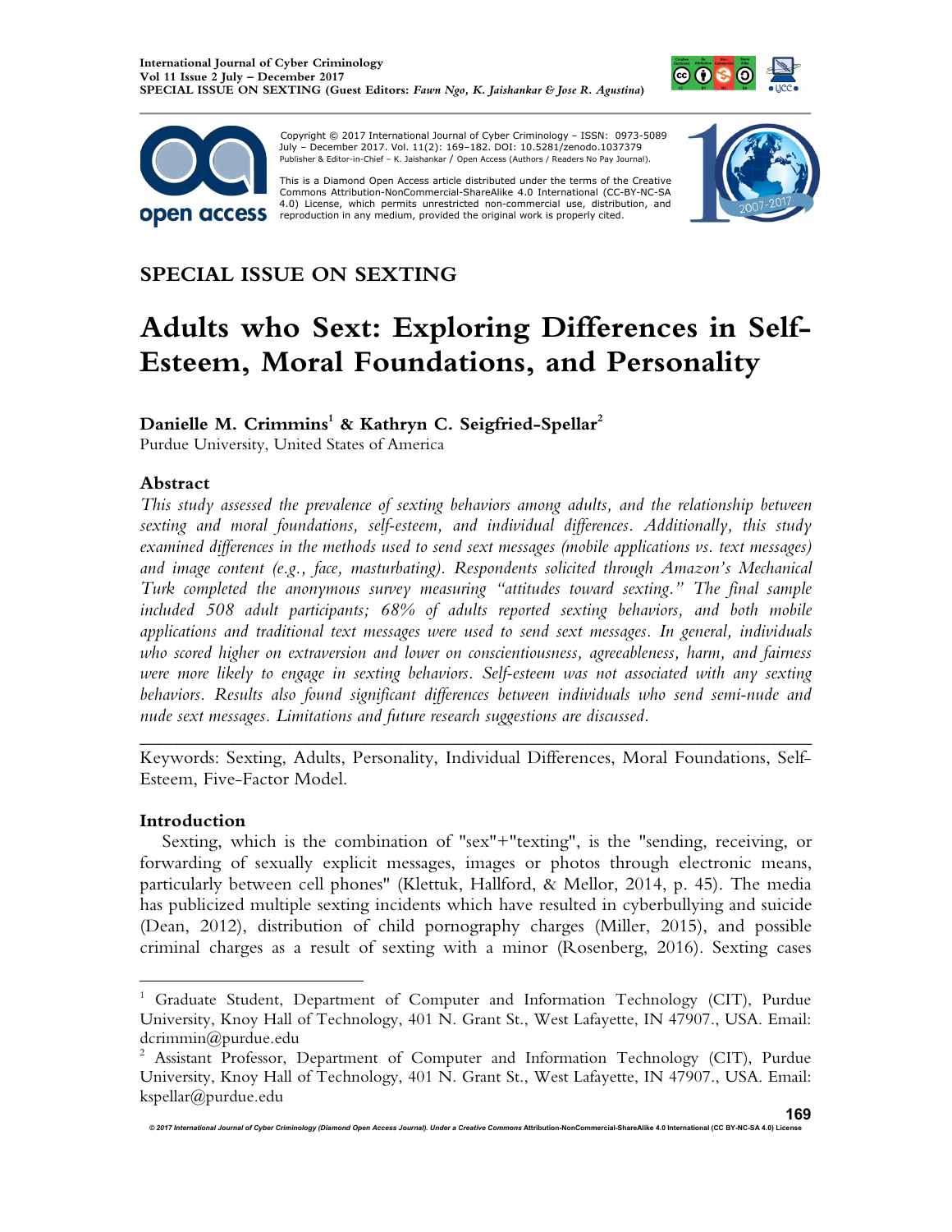SPECIAL ISSUE ON SEXTING

Copyright © 2017 International Journal of Cyber Criminology – ISSN: 0973-5089 July – December 2017. Vol. 11(2): 169–182. DOI: 10.5281/zenodo.1037379
Publisher & Editor-in-Chief – K. Jaishankar / Open Access (Authors / Readers No Pay Journal).

This is a Diamond Open Access article distributed under the terms of the Creative Commons Attribution-NonCommercial-ShareAlike 4.0 International (CC-BY-NC-SA 4.0) License, which permits unrestricted non-commercial use, distribution, and reproduction in any medium, provided the original work is properly cited.

# Adults who Sext: Exploring Differences in Self-Esteem, Moral Foundations, and Personality

**Danielle M. Crimmins[1] & Kathryn C. Seigfried-Spellar[2]**
Purdue University, United States of America

## Abstract

*This study assessed the prevalence of sexting behaviors among adults, and the relationship between sexting and moral foundations, self-esteem, and individual differences. Additionally, this study examined differences in the methods used to send sext messages (mobile applications vs. text messages) and image content (e.g., face, masturbating). Respondents solicited through Amazon's Mechanical Turk completed the anonymous survey measuring "attitudes toward sexting." The final sample included 508 adult participants; 68% of adults reported sexting behaviors, and both mobile applications and traditional text messages were used to send sext messages. In general, individuals who scored higher on extraversion and lower on conscientiousness, agreeableness, harm, and fairness were more likely to engage in sexting behaviors. Self-esteem was not associated with any sexting behaviors. Results also found significant differences between individuals who send semi-nude and nude sext messages. Limitations and future research suggestions are discussed.*

---

Keywords: Sexting, Adults, Personality, Individual Differences, Moral Foundations, Self-Esteem, Five-Factor Model.

## Introduction

Sexting, which is the combination of "sex"+"texting", is the "sending, receiving, or forwarding of sexually explicit messages, images or photos through electronic means, particularly between cell phones" (Klettuk, Hallford, & Mellor, 2014, p. 45). The media has publicized multiple sexting incidents which have resulted in cyberbullying and suicide (Dean, 2012), distribution of child pornography charges (Miller, 2015), and possible criminal charges as a result of sexting with a minor (Rosenberg, 2016). Sexting cases

---

[1] Graduate Student, Department of Computer and Information Technology (CIT), Purdue University, Knoy Hall of Technology, 401 N. Grant St., West Lafayette, IN 47907., USA. Email: dcrimmin@purdue.edu

[2] Assistant Professor, Department of Computer and Information Technology (CIT), Purdue University, Knoy Hall of Technology, 401 N. Grant St., West Lafayette, IN 47907., USA. Email: kspellar@purdue.edu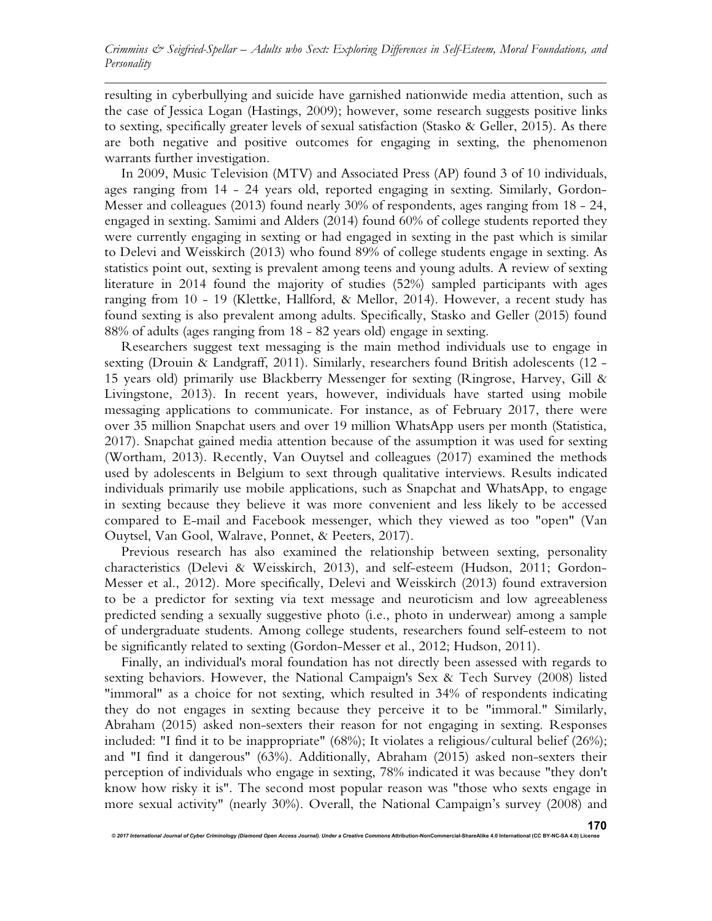resulting in cyberbullying and suicide have garnished nationwide media attention, such as the case of Jessica Logan (Hastings, 2009); however, some research suggests positive links to sexting, specifically greater levels of sexual satisfaction (Stasko & Geller, 2015). As there are both negative and positive outcomes for engaging in sexting, the phenomenon warrants further investigation.

In 2009, Music Television (MTV) and Associated Press (AP) found 3 of 10 individuals, ages ranging from 14 - 24 years old, reported engaging in sexting. Similarly, Gordon-Messer and colleagues (2013) found nearly 30% of respondents, ages ranging from 18 - 24, engaged in sexting. Samimi and Alders (2014) found 60% of college students reported they were currently engaging in sexting or had engaged in sexting in the past which is similar to Delevi and Weisskirch (2013) who found 89% of college students engage in sexting. As statistics point out, sexting is prevalent among teens and young adults. A review of sexting literature in 2014 found the majority of studies (52%) sampled participants with ages ranging from 10 - 19 (Klettke, Hallford, & Mellor, 2014). However, a recent study has found sexting is also prevalent among adults. Specifically, Stasko and Geller (2015) found 88% of adults (ages ranging from 18 - 82 years old) engage in sexting.

Researchers suggest text messaging is the main method individuals use to engage in sexting (Drouin & Landgraff, 2011). Similarly, researchers found British adolescents (12 - 15 years old) primarily use Blackberry Messenger for sexting (Ringrose, Harvey, Gill & Livingstone, 2013). In recent years, however, individuals have started using mobile messaging applications to communicate. For instance, as of February 2017, there were over 35 million Snapchat users and over 19 million WhatsApp users per month (Statistica, 2017). Snapchat gained media attention because of the assumption it was used for sexting (Wortham, 2013). Recently, Van Ouytsel and colleagues (2017) examined the methods used by adolescents in Belgium to sext through qualitative interviews. Results indicated individuals primarily use mobile applications, such as Snapchat and WhatsApp, to engage in sexting because they believe it was more convenient and less likely to be accessed compared to E-mail and Facebook messenger, which they viewed as too "open" (Van Ouytsel, Van Gool, Walrave, Ponnet, & Peeters, 2017).

Previous research has also examined the relationship between sexting, personality characteristics (Delevi & Weisskirch, 2013), and self-esteem (Hudson, 2011; Gordon-Messer et al., 2012). More specifically, Delevi and Weisskirch (2013) found extraversion to be a predictor for sexting via text message and neuroticism and low agreeableness predicted sending a sexually suggestive photo (i.e., photo in underwear) among a sample of undergraduate students. Among college students, researchers found self-esteem to not be significantly related to sexting (Gordon-Messer et al., 2012; Hudson, 2011).

Finally, an individual's moral foundation has not directly been assessed with regards to sexting behaviors. However, the National Campaign's Sex & Tech Survey (2008) listed "immoral" as a choice for not sexting, which resulted in 34% of respondents indicating they do not engages in sexting because they perceive it to be "immoral." Similarly, Abraham (2015) asked non-sexters their reason for not engaging in sexting. Responses included: "I find it to be inappropriate" (68%); It violates a religious/cultural belief (26%); and "I find it dangerous" (63%). Additionally, Abraham (2015) asked non-sexters their perception of individuals who engage in sexting, 78% indicated it was because "they don't know how risky it is". The second most popular reason was "those who sexts engage in more sexual activity" (nearly 30%). Overall, the National Campaign's survey (2008) and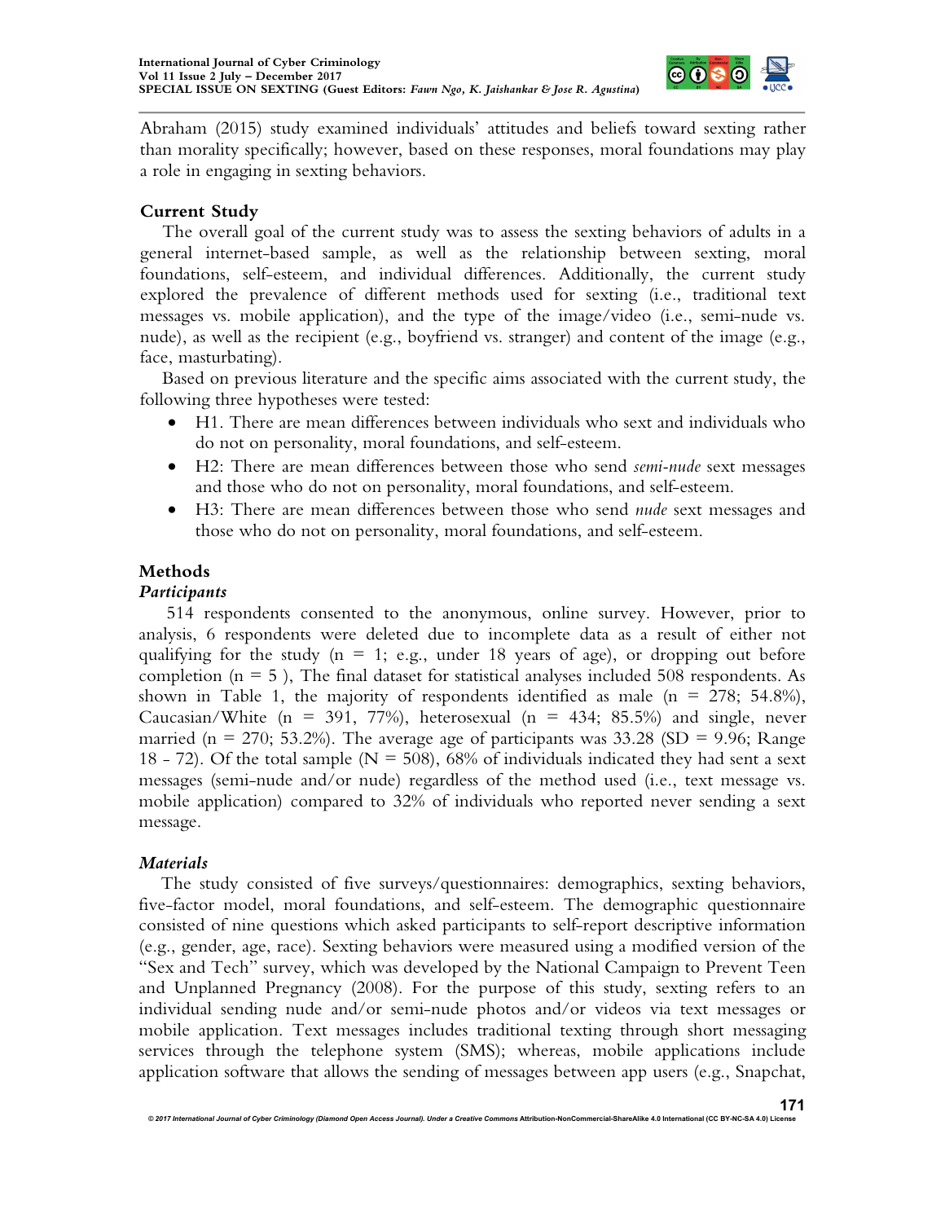Abraham (2015) study examined individuals' attitudes and beliefs toward sexting rather than morality specifically; however, based on these responses, moral foundations may play a role in engaging in sexting behaviors.

### Current Study

The overall goal of the current study was to assess the sexting behaviors of adults in a general internet-based sample, as well as the relationship between sexting, moral foundations, self-esteem, and individual differences. Additionally, the current study explored the prevalence of different methods used for sexting (i.e., traditional text messages vs. mobile application), and the type of the image/video (i.e., semi-nude vs. nude), as well as the recipient (e.g., boyfriend vs. stranger) and content of the image (e.g., face, masturbating).

Based on previous literature and the specific aims associated with the current study, the following three hypotheses were tested:

- H1. There are mean differences between individuals who sext and individuals who do not on personality, moral foundations, and self-esteem.
- H2: There are mean differences between those who send *semi-nude* sext messages and those who do not on personality, moral foundations, and self-esteem.
- H3: There are mean differences between those who send *nude* sext messages and those who do not on personality, moral foundations, and self-esteem.

## Methods

### *Participants*

514 respondents consented to the anonymous, online survey. However, prior to analysis, 6 respondents were deleted due to incomplete data as a result of either not qualifying for the study (n = 1; e.g., under 18 years of age), or dropping out before completion (n = 5 ), The final dataset for statistical analyses included 508 respondents. As shown in Table 1, the majority of respondents identified as male (n = 278; 54.8%), Caucasian/White (n = 391, 77%), heterosexual (n = 434; 85.5%) and single, never married (n = 270; 53.2%). The average age of participants was 33.28 (SD = 9.96; Range 18 - 72). Of the total sample (N = 508), 68% of individuals indicated they had sent a sext messages (semi-nude and/or nude) regardless of the method used (i.e., text message vs. mobile application) compared to 32% of individuals who reported never sending a sext message.

### *Materials*

The study consisted of five surveys/questionnaires: demographics, sexting behaviors, five-factor model, moral foundations, and self-esteem. The demographic questionnaire consisted of nine questions which asked participants to self-report descriptive information (e.g., gender, age, race). Sexting behaviors were measured using a modified version of the "Sex and Tech" survey, which was developed by the National Campaign to Prevent Teen and Unplanned Pregnancy (2008). For the purpose of this study, sexting refers to an individual sending nude and/or semi-nude photos and/or videos via text messages or mobile application. Text messages includes traditional texting through short messaging services through the telephone system (SMS); whereas, mobile applications include application software that allows the sending of messages between app users (e.g., Snapchat,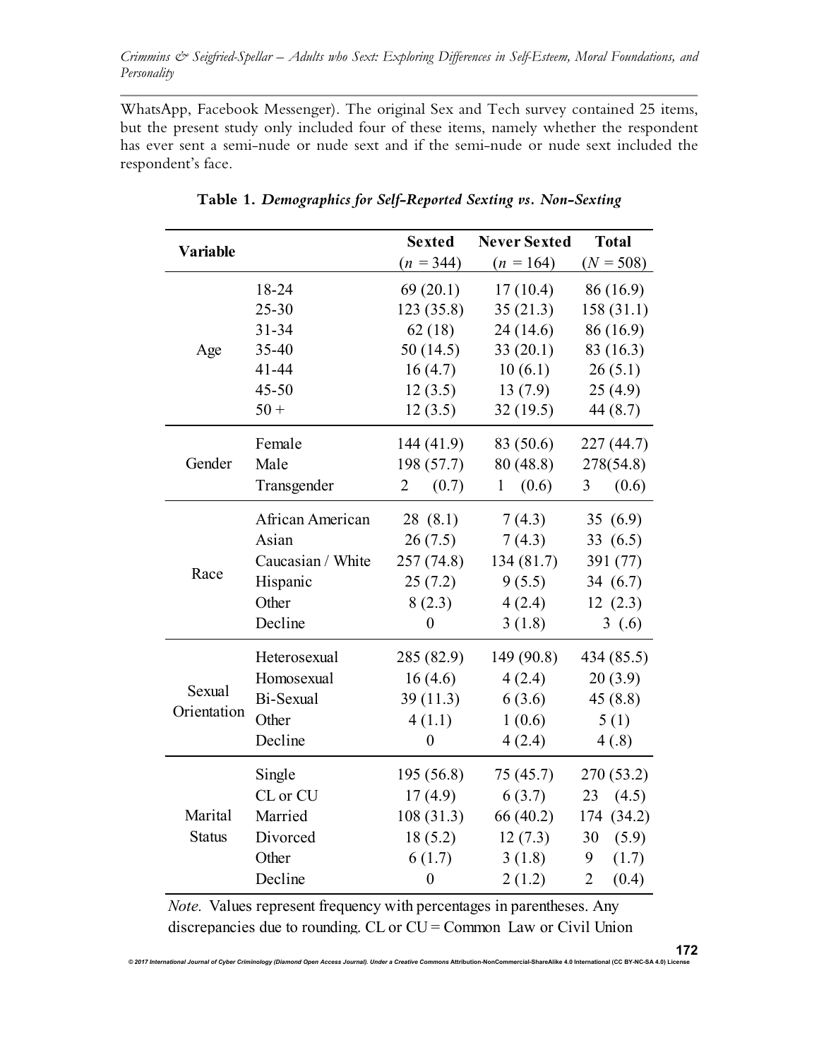WhatsApp, Facebook Messenger). The original Sex and Tech survey contained 25 items, but the present study only included four of these items, namely whether the respondent has ever sent a semi-nude or nude sext and if the semi-nude or nude sext included the respondent's face.

**Table 1.** ***Demographics for Self-Reported Sexting vs. Non-Sexting***

| Variable | | Sexted ($n$ = 344) | Never Sexted ($n$ = 164) | Total ($N$ = 508) |
|---|---|---|---|---|
| Age | 18-24 | 69 (20.1) | 17 (10.4) | 86 (16.9) |
| | 25-30 | 123 (35.8) | 35 (21.3) | 158 (31.1) |
| | 31-34 | 62 (18) | 24 (14.6) | 86 (16.9) |
| | 35-40 | 50 (14.5) | 33 (20.1) | 83 (16.3) |
| | 41-44 | 16 (4.7) | 10 (6.1) | 26 (5.1) |
| | 45-50 | 12 (3.5) | 13 (7.9) | 25 (4.9) |
| | 50 + | 12 (3.5) | 32 (19.5) | 44 (8.7) |
| Gender | Female | 144 (41.9) | 83 (50.6) | 227 (44.7) |
| | Male | 198 (57.7) | 80 (48.8) | 278(54.8) |
| | Transgender | 2 (0.7) | 1 (0.6) | 3 (0.6) |
| Race | African American | 28 (8.1) | 7 (4.3) | 35 (6.9) |
| | Asian | 26 (7.5) | 7 (4.3) | 33 (6.5) |
| | Caucasian / White | 257 (74.8) | 134 (81.7) | 391 (77) |
| | Hispanic | 25 (7.2) | 9 (5.5) | 34 (6.7) |
| | Other | 8 (2.3) | 4 (2.4) | 12 (2.3) |
| | Decline | 0 | 3 (1.8) | 3 (.6) |
| Sexual Orientation | Heterosexual | 285 (82.9) | 149 (90.8) | 434 (85.5) |
| | Homosexual | 16 (4.6) | 4 (2.4) | 20 (3.9) |
| | Bi-Sexual | 39 (11.3) | 6 (3.6) | 45 (8.8) |
| | Other | 4 (1.1) | 1 (0.6) | 5 (1) |
| | Decline | 0 | 4 (2.4) | 4 (.8) |
| Marital Status | Single | 195 (56.8) | 75 (45.7) | 270 (53.2) |
| | CL or CU | 17 (4.9) | 6 (3.7) | 23 (4.5) |
| | Married | 108 (31.3) | 66 (40.2) | 174 (34.2) |
| | Divorced | 18 (5.2) | 12 (7.3) | 30 (5.9) |
| | Other | 6 (1.7) | 3 (1.8) | 9 (1.7) |
| | Decline | 0 | 2 (1.2) | 2 (0.4) |

*Note.* Values represent frequency with percentages in parentheses. Any discrepancies due to rounding. CL or CU = Common Law or Civil Union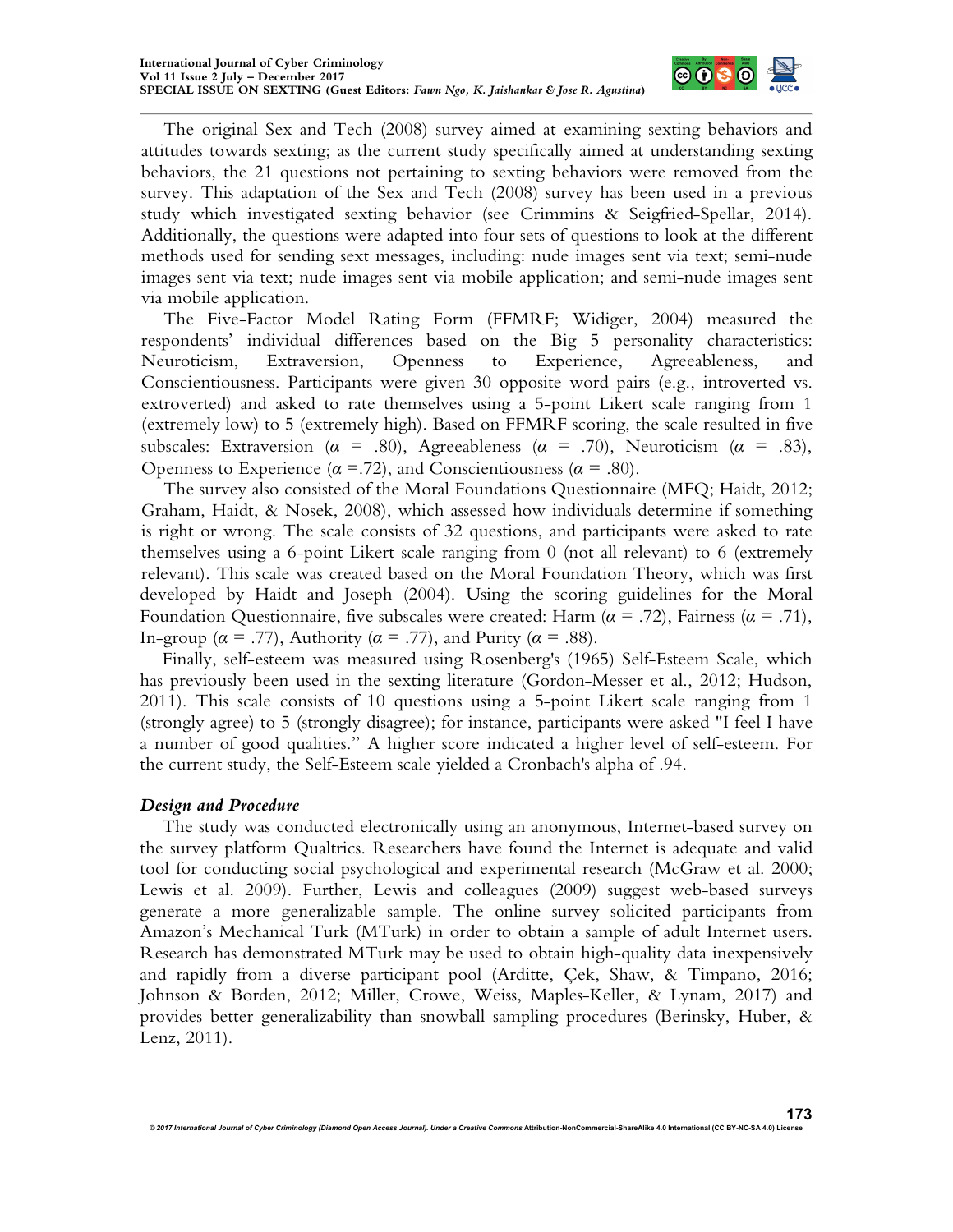The original Sex and Tech (2008) survey aimed at examining sexting behaviors and attitudes towards sexting; as the current study specifically aimed at understanding sexting behaviors, the 21 questions not pertaining to sexting behaviors were removed from the survey. This adaptation of the Sex and Tech (2008) survey has been used in a previous study which investigated sexting behavior (see Crimmins & Seigfried-Spellar, 2014). Additionally, the questions were adapted into four sets of questions to look at the different methods used for sending sext messages, including: nude images sent via text; semi-nude images sent via text; nude images sent via mobile application; and semi-nude images sent via mobile application.

The Five-Factor Model Rating Form (FFMRF; Widiger, 2004) measured the respondents' individual differences based on the Big 5 personality characteristics: Neuroticism, Extraversion, Openness to Experience, Agreeableness, and Conscientiousness. Participants were given 30 opposite word pairs (e.g., introverted vs. extroverted) and asked to rate themselves using a 5-point Likert scale ranging from 1 (extremely low) to 5 (extremely high). Based on FFMRF scoring, the scale resulted in five subscales: Extraversion ($\alpha$ = .80), Agreeableness ($\alpha$ = .70), Neuroticism ($\alpha$ = .83), Openness to Experience ($\alpha$ =.72), and Conscientiousness ($\alpha$ = .80).

The survey also consisted of the Moral Foundations Questionnaire (MFQ; Haidt, 2012; Graham, Haidt, & Nosek, 2008), which assessed how individuals determine if something is right or wrong. The scale consists of 32 questions, and participants were asked to rate themselves using a 6-point Likert scale ranging from 0 (not all relevant) to 6 (extremely relevant). This scale was created based on the Moral Foundation Theory, which was first developed by Haidt and Joseph (2004). Using the scoring guidelines for the Moral Foundation Questionnaire, five subscales were created: Harm ($\alpha$ = .72), Fairness ($\alpha$ = .71), In-group ($\alpha$ = .77), Authority ($\alpha$ = .77), and Purity ($\alpha$ = .88).

Finally, self-esteem was measured using Rosenberg's (1965) Self-Esteem Scale, which has previously been used in the sexting literature (Gordon-Messer et al., 2012; Hudson, 2011). This scale consists of 10 questions using a 5-point Likert scale ranging from 1 (strongly agree) to 5 (strongly disagree); for instance, participants were asked "I feel I have a number of good qualities." A higher score indicated a higher level of self-esteem. For the current study, the Self-Esteem scale yielded a Cronbach's alpha of .94.

### *Design and Procedure*

The study was conducted electronically using an anonymous, Internet-based survey on the survey platform Qualtrics. Researchers have found the Internet is adequate and valid tool for conducting social psychological and experimental research (McGraw et al. 2000; Lewis et al. 2009). Further, Lewis and colleagues (2009) suggest web-based surveys generate a more generalizable sample. The online survey solicited participants from Amazon's Mechanical Turk (MTurk) in order to obtain a sample of adult Internet users. Research has demonstrated MTurk may be used to obtain high-quality data inexpensively and rapidly from a diverse participant pool (Arditte, Çek, Shaw, & Timpano, 2016; Johnson & Borden, 2012; Miller, Crowe, Weiss, Maples-Keller, & Lynam, 2017) and provides better generalizability than snowball sampling procedures (Berinsky, Huber, & Lenz, 2011).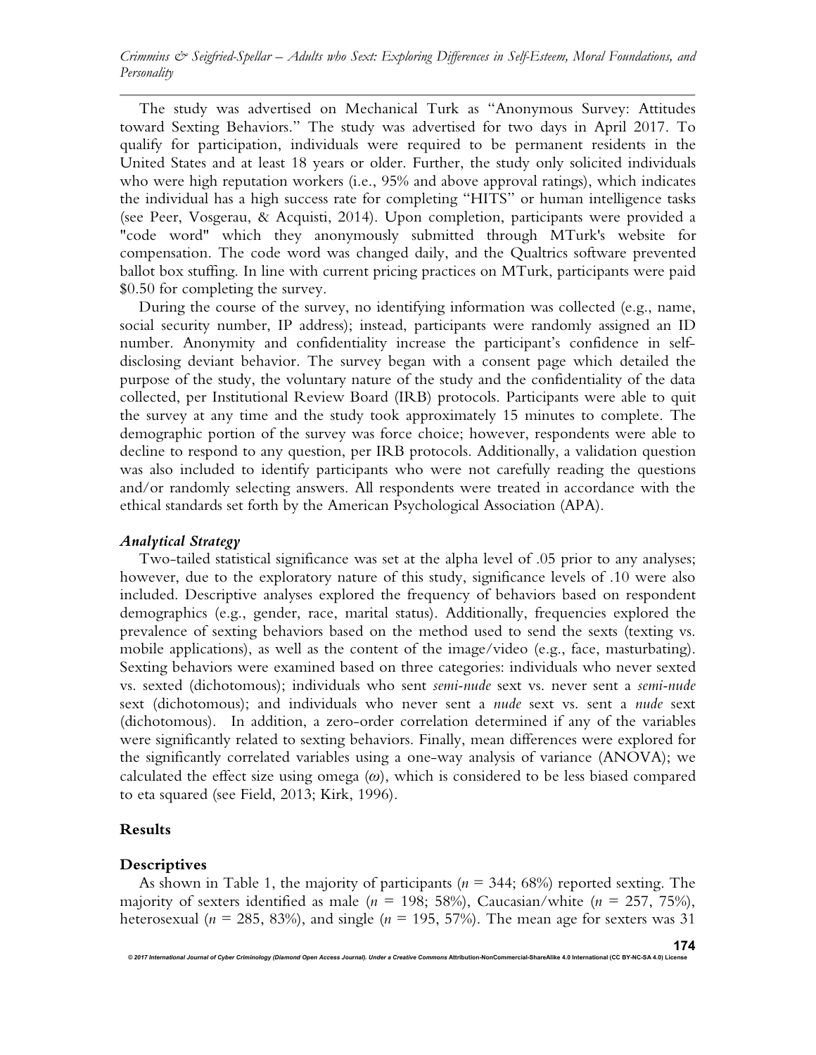The study was advertised on Mechanical Turk as "Anonymous Survey: Attitudes toward Sexting Behaviors." The study was advertised for two days in April 2017. To qualify for participation, individuals were required to be permanent residents in the United States and at least 18 years or older. Further, the study only solicited individuals who were high reputation workers (i.e., 95% and above approval ratings), which indicates the individual has a high success rate for completing "HITS" or human intelligence tasks (see Peer, Vosgerau, & Acquisti, 2014). Upon completion, participants were provided a "code word" which they anonymously submitted through MTurk's website for compensation. The code word was changed daily, and the Qualtrics software prevented ballot box stuffing. In line with current pricing practices on MTurk, participants were paid $0.50 for completing the survey.

During the course of the survey, no identifying information was collected (e.g., name, social security number, IP address); instead, participants were randomly assigned an ID number. Anonymity and confidentiality increase the participant's confidence in self-disclosing deviant behavior. The survey began with a consent page which detailed the purpose of the study, the voluntary nature of the study and the confidentiality of the data collected, per Institutional Review Board (IRB) protocols. Participants were able to quit the survey at any time and the study took approximately 15 minutes to complete. The demographic portion of the survey was force choice; however, respondents were able to decline to respond to any question, per IRB protocols. Additionally, a validation question was also included to identify participants who were not carefully reading the questions and/or randomly selecting answers. All respondents were treated in accordance with the ethical standards set forth by the American Psychological Association (APA).

### *Analytical Strategy*

Two-tailed statistical significance was set at the alpha level of .05 prior to any analyses; however, due to the exploratory nature of this study, significance levels of .10 were also included. Descriptive analyses explored the frequency of behaviors based on respondent demographics (e.g., gender, race, marital status). Additionally, frequencies explored the prevalence of sexting behaviors based on the method used to send the sexts (texting vs. mobile applications), as well as the content of the image/video (e.g., face, masturbating). Sexting behaviors were examined based on three categories: individuals who never sexted vs. sexted (dichotomous); individuals who sent *semi-nude* sext vs. never sent a *semi-nude* sext (dichotomous); and individuals who never sent a *nude* sext vs. sent a *nude* sext (dichotomous). In addition, a zero-order correlation determined if any of the variables were significantly related to sexting behaviors. Finally, mean differences were explored for the significantly correlated variables using a one-way analysis of variance (ANOVA); we calculated the effect size using omega ($\omega$), which is considered to be less biased compared to eta squared (see Field, 2013; Kirk, 1996).

## Results

### Descriptives

As shown in Table 1, the majority of participants ($n$ = 344; 68%) reported sexting. The majority of sexters identified as male ($n$ = 198; 58%), Caucasian/white ($n$ = 257, 75%), heterosexual ($n$ = 285, 83%), and single ($n$ = 195, 57%). The mean age for sexters was 31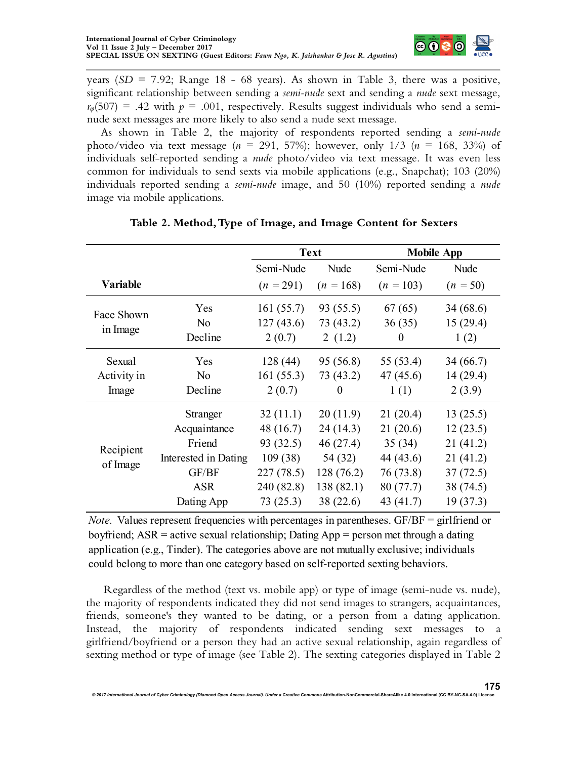years (*SD* = 7.92; Range 18 - 68 years). As shown in Table 3, there was a positive, significant relationship between sending a *semi-nude* sext and sending a *nude* sext message, $r_\varphi(507) = .42$ with $p = .001$, respectively. Results suggest individuals who send a semi-nude sext messages are more likely to also send a nude sext message.

As shown in Table 2, the majority of respondents reported sending a *semi-nude* photo/video via text message ($n$ = 291, 57%); however, only 1/3 ($n$ = 168, 33%) of individuals self-reported sending a *nude* photo/video via text message. It was even less common for individuals to send sexts via mobile applications (e.g., Snapchat); 103 (20%) individuals reported sending a *semi-nude* image, and 50 (10%) reported sending a *nude* image via mobile applications.

**Table 2. Method, Type of Image, and Image Content for Sexters**

| | | Text | | Mobile App | |
|---|---|---|---|---|---|
| | | Semi-Nude | Nude | Semi-Nude | Nude |
| **Variable** | | ($n$ = 291) | ($n$ = 168) | ($n$ = 103) | ($n$ = 50) |
| Face Shown in Image | Yes | 161 (55.7) | 93 (55.5) | 67 (65) | 34 (68.6) |
| | No | 127 (43.6) | 73 (43.2) | 36 (35) | 15 (29.4) |
| | Decline | 2 (0.7) | 2 (1.2) | 0 | 1 (2) |
| Sexual Activity in Image | Yes | 128 (44) | 95 (56.8) | 55 (53.4) | 34 (66.7) |
| | No | 161 (55.3) | 73 (43.2) | 47 (45.6) | 14 (29.4) |
| | Decline | 2 (0.7) | 0 | 1 (1) | 2 (3.9) |
| Recipient of Image | Stranger | 32 (11.1) | 20 (11.9) | 21 (20.4) | 13 (25.5) |
| | Acquaintance | 48 (16.7) | 24 (14.3) | 21 (20.6) | 12 (23.5) |
| | Friend | 93 (32.5) | 46 (27.4) | 35 (34) | 21 (41.2) |
| | Interested in Dating | 109 (38) | 54 (32) | 44 (43.6) | 21 (41.2) |
| | GF/BF | 227 (78.5) | 128 (76.2) | 76 (73.8) | 37 (72.5) |
| | ASR | 240 (82.8) | 138 (82.1) | 80 (77.7) | 38 (74.5) |
| | Dating App | 73 (25.3) | 38 (22.6) | 43 (41.7) | 19 (37.3) |

*Note.* Values represent frequencies with percentages in parentheses. GF/BF = girlfriend or boyfriend; ASR = active sexual relationship; Dating App = person met through a dating application (e.g., Tinder). The categories above are not mutually exclusive; individuals could belong to more than one category based on self-reported sexting behaviors.

Regardless of the method (text vs. mobile app) or type of image (semi-nude vs. nude), the majority of respondents indicated they did not send images to strangers, acquaintances, friends, someone's they wanted to be dating, or a person from a dating application. Instead, the majority of respondents indicated sending sext messages to a girlfriend/boyfriend or a person they had an active sexual relationship, again regardless of sexting method or type of image (see Table 2). The sexting categories displayed in Table 2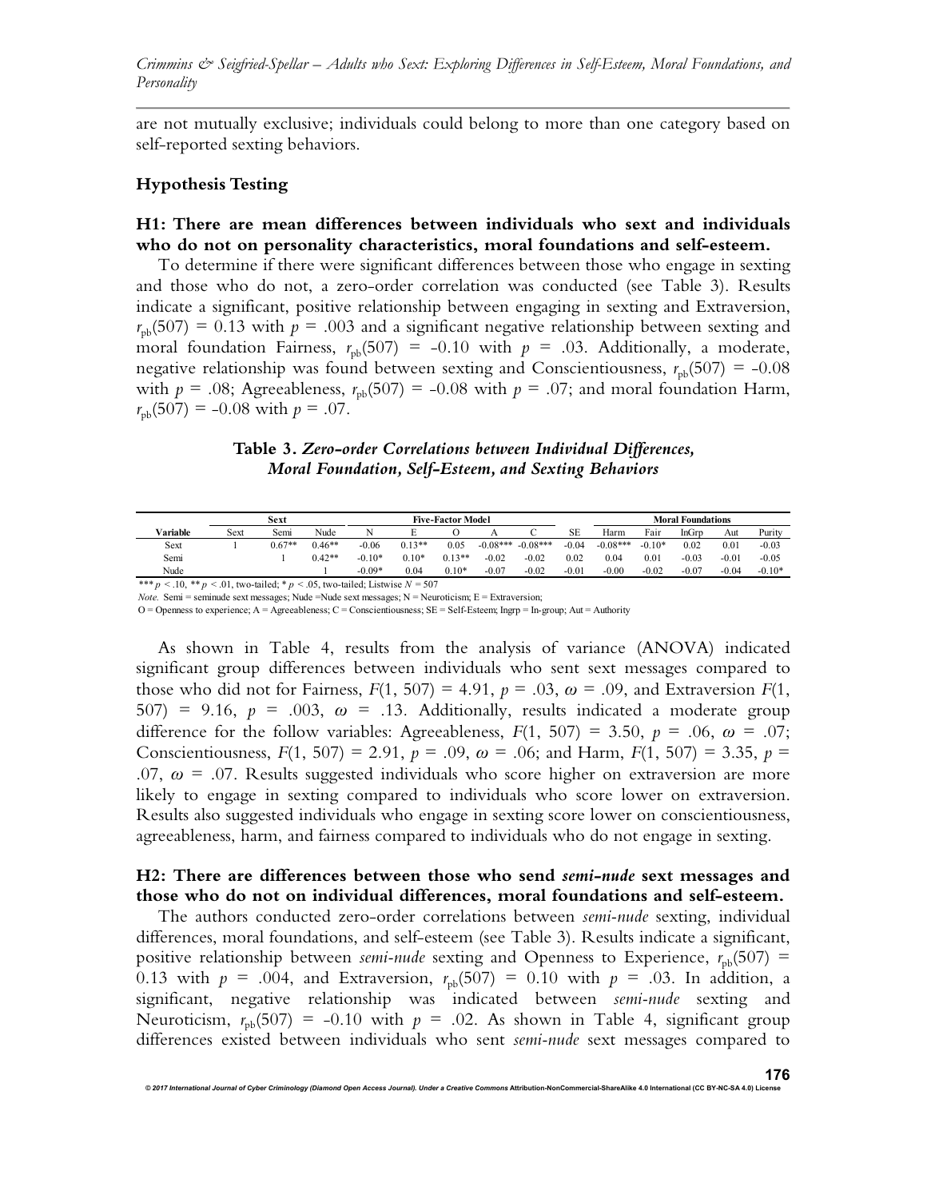are not mutually exclusive; individuals could belong to more than one category based on self-reported sexting behaviors.

## Hypothesis Testing

### H1: There are mean differences between individuals who sext and individuals who do not on personality characteristics, moral foundations and self-esteem.

To determine if there were significant differences between those who engage in sexting and those who do not, a zero-order correlation was conducted (see Table 3). Results indicate a significant, positive relationship between engaging in sexting and Extraversion, $r_{pb}(507) = 0.13$ with $p = .003$ and a significant negative relationship between sexting and moral foundation Fairness, $r_{pb}(507) = -0.10$ with $p = .03$. Additionally, a moderate, negative relationship was found between sexting and Conscientiousness, $r_{pb}(507) = -0.08$ with $p = .08$; Agreeableness, $r_{pb}(507) = -0.08$ with $p = .07$; and moral foundation Harm, $r_{pb}(507) = -0.08$ with $p = .07$.

**Table 3. *Zero-order Correlations between Individual Differences, Moral Foundation, Self-Esteem, and Sexting Behaviors***

| | Sext | | | Five-Factor Model | | | | | | Moral Foundations | | | | |
|---|---|---|---|---|---|---|---|---|---|---|---|---|---|---|
| Variable | Sext | Semi | Nude | N | E | O | A | C | SE | Harm | Fair | InGrp | Aut | Purity |
| Sext | 1 | 0.67** | 0.46** | -0.06 | 0.13** | 0.05 | -0.08*** | -0.08*** | -0.04 | -0.08*** | -0.10* | 0.02 | 0.01 | -0.03 |
| Semi | | 1 | 0.42** | -0.10* | 0.10* | 0.13** | -0.02 | -0.02 | 0.02 | 0.04 | 0.01 | -0.03 | -0.01 | -0.05 |
| Nude | | | 1 | -0.09* | 0.04 | 0.10* | -0.07 | -0.02 | -0.01 | -0.00 | -0.02 | -0.07 | -0.04 | -0.10* |

*** $p < .10$, ** $p < .01$, two-tailed; * $p < .05$, two-tailed; Listwise $N = 507$

*Note.* Semi = seminude sext messages; Nude =Nude sext messages; N = Neuroticism; E = Extraversion;

O = Openness to experience; A = Agreeableness; C = Conscientiousness; SE = Self-Esteem; Ingrp = In-group; Aut = Authority

As shown in Table 4, results from the analysis of variance (ANOVA) indicated significant group differences between individuals who sent sext messages compared to those who did not for Fairness, $F(1, 507) = 4.91$, $p = .03$, $\omega = .09$, and Extraversion $F(1, 507) = 9.16$, $p = .003$, $\omega = .13$. Additionally, results indicated a moderate group difference for the follow variables: Agreeableness, $F(1, 507) = 3.50$, $p = .06$, $\omega = .07$; Conscientiousness, $F(1, 507) = 2.91$, $p = .09$, $\omega = .06$; and Harm, $F(1, 507) = 3.35$, $p = .07$, $\omega = .07$. Results suggested individuals who score higher on extraversion are more likely to engage in sexting compared to individuals who score lower on extraversion. Results also suggested individuals who engage in sexting score lower on conscientiousness, agreeableness, harm, and fairness compared to individuals who do not engage in sexting.

### H2: There are differences between those who send *semi-nude* sext messages and those who do not on individual differences, moral foundations and self-esteem.

The authors conducted zero-order correlations between *semi-nude* sexting, individual differences, moral foundations, and self-esteem (see Table 3). Results indicate a significant, positive relationship between *semi-nude* sexting and Openness to Experience, $r_{pb}(507) = 0.13$ with $p = .004$, and Extraversion, $r_{pb}(507) = 0.10$ with $p = .03$. In addition, a significant, negative relationship was indicated between *semi-nude* sexting and Neuroticism, $r_{pb}(507) = -0.10$ with $p = .02$. As shown in Table 4, significant group differences existed between individuals who sent *semi-nude* sext messages compared to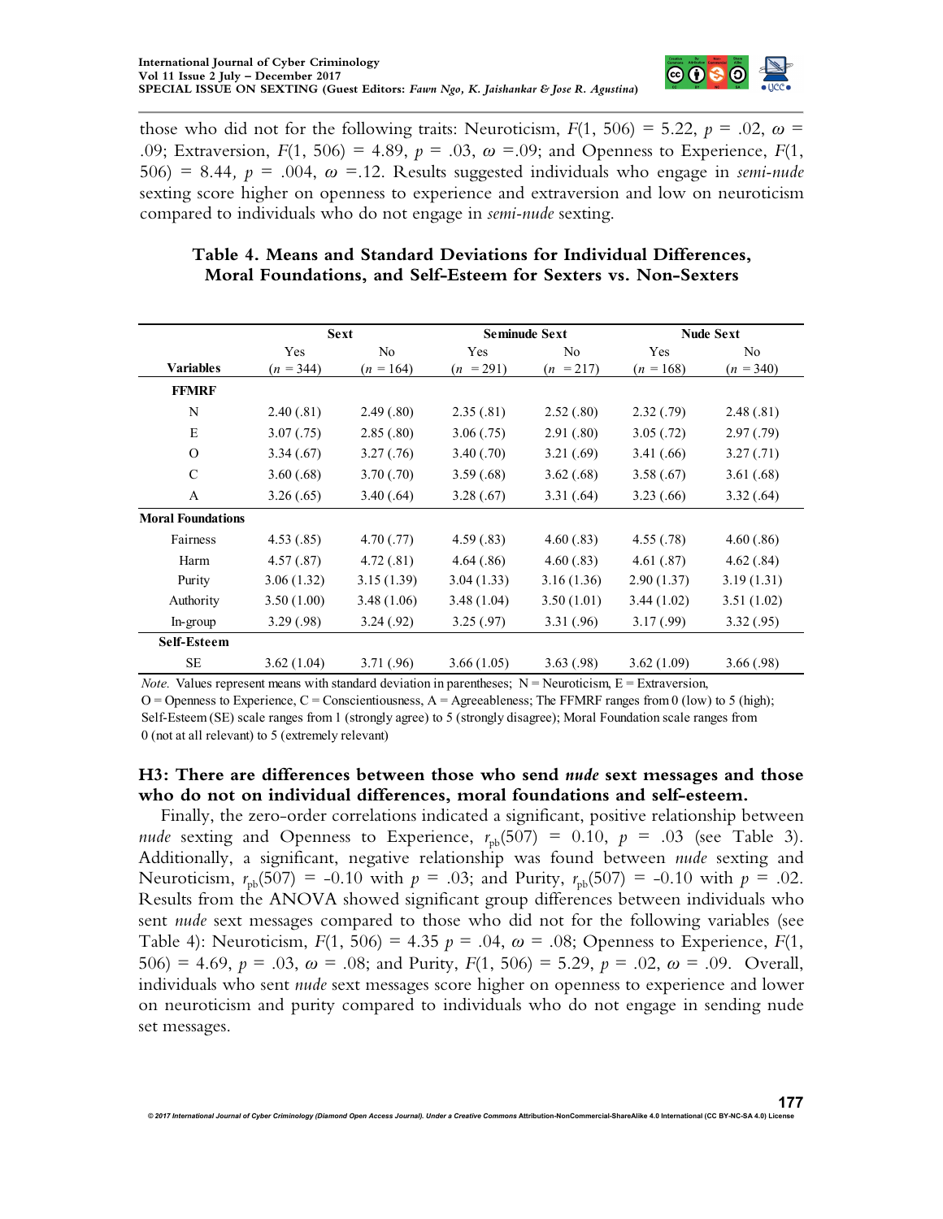those who did not for the following traits: Neuroticism, $F(1, 506) = 5.22$, $p = .02$, $\omega = .09$; Extraversion, $F(1, 506) = 4.89$, $p = .03$, $\omega = .09$; and Openness to Experience, $F(1, 506) = 8.44$, $p = .004$, $\omega = .12$. Results suggested individuals who engage in *semi-nude* sexting score higher on openness to experience and extraversion and low on neuroticism compared to individuals who do not engage in *semi-nude* sexting.

**Table 4. Means and Standard Deviations for Individual Differences, Moral Foundations, and Self-Esteem for Sexters vs. Non-Sexters**

| | Sext | | Seminude Sext | | Nude Sext | |
|---|---|---|---|---|---|---|
| | Yes | No | Yes | No | Yes | No |
| **Variables** | ($n$ = 344) | ($n$ = 164) | ($n$ = 291) | ($n$ = 217) | ($n$ = 168) | ($n$ = 340) |
| **FFMRF** | | | | | | |
| N | 2.40 (.81) | 2.49 (.80) | 2.35 (.81) | 2.52 (.80) | 2.32 (.79) | 2.48 (.81) |
| E | 3.07 (.75) | 2.85 (.80) | 3.06 (.75) | 2.91 (.80) | 3.05 (.72) | 2.97 (.79) |
| O | 3.34 (.67) | 3.27 (.76) | 3.40 (.70) | 3.21 (.69) | 3.41 (.66) | 3.27 (.71) |
| C | 3.60 (.68) | 3.70 (.70) | 3.59 (.68) | 3.62 (.68) | 3.58 (.67) | 3.61 (.68) |
| A | 3.26 (.65) | 3.40 (.64) | 3.28 (.67) | 3.31 (.64) | 3.23 (.66) | 3.32 (.64) |
| **Moral Foundations** | | | | | | |
| Fairness | 4.53 (.85) | 4.70 (.77) | 4.59 (.83) | 4.60 (.83) | 4.55 (.78) | 4.60 (.86) |
| Harm | 4.57 (.87) | 4.72 (.81) | 4.64 (.86) | 4.60 (.83) | 4.61 (.87) | 4.62 (.84) |
| Purity | 3.06 (1.32) | 3.15 (1.39) | 3.04 (1.33) | 3.16 (1.36) | 2.90 (1.37) | 3.19 (1.31) |
| Authority | 3.50 (1.00) | 3.48 (1.06) | 3.48 (1.04) | 3.50 (1.01) | 3.44 (1.02) | 3.51 (1.02) |
| In-group | 3.29 (.98) | 3.24 (.92) | 3.25 (.97) | 3.31 (.96) | 3.17 (.99) | 3.32 (.95) |
| **Self-Esteem** | | | | | | |
| SE | 3.62 (1.04) | 3.71 (.96) | 3.66 (1.05) | 3.63 (.98) | 3.62 (1.09) | 3.66 (.98) |

*Note.* Values represent means with standard deviation in parentheses; N = Neuroticism, E = Extraversion, O = Openness to Experience, C = Conscientiousness, A = Agreeableness; The FFMRF ranges from 0 (low) to 5 (high); Self-Esteem (SE) scale ranges from 1 (strongly agree) to 5 (strongly disagree); Moral Foundation scale ranges from 0 (not at all relevant) to 5 (extremely relevant)

### H3: There are differences between those who send *nude* sext messages and those who do not on individual differences, moral foundations and self-esteem.

Finally, the zero-order correlations indicated a significant, positive relationship between *nude* sexting and Openness to Experience, $r_{pb}(507) = 0.10$, $p = .03$ (see Table 3). Additionally, a significant, negative relationship was found between *nude* sexting and Neuroticism, $r_{pb}(507) = -0.10$ with $p = .03$; and Purity, $r_{pb}(507) = -0.10$ with $p = .02$. Results from the ANOVA showed significant group differences between individuals who sent *nude* sext messages compared to those who did not for the following variables (see Table 4): Neuroticism, $F(1, 506) = 4.35$ $p = .04$, $\omega = .08$; Openness to Experience, $F(1, 506) = 4.69$, $p = .03$, $\omega = .08$; and Purity, $F(1, 506) = 5.29$, $p = .02$, $\omega = .09$. Overall, individuals who sent *nude* sext messages score higher on openness to experience and lower on neuroticism and purity compared to individuals who do not engage in sending nude set messages.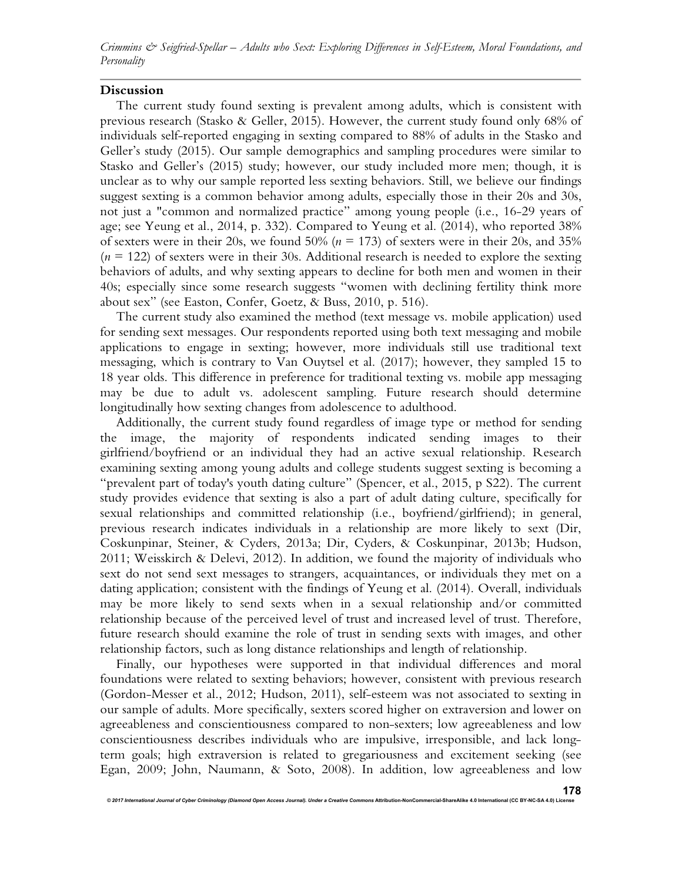## Discussion

The current study found sexting is prevalent among adults, which is consistent with previous research (Stasko & Geller, 2015). However, the current study found only 68% of individuals self-reported engaging in sexting compared to 88% of adults in the Stasko and Geller's study (2015). Our sample demographics and sampling procedures were similar to Stasko and Geller's (2015) study; however, our study included more men; though, it is unclear as to why our sample reported less sexting behaviors. Still, we believe our findings suggest sexting is a common behavior among adults, especially those in their 20s and 30s, not just a "common and normalized practice" among young people (i.e., 16-29 years of age; see Yeung et al., 2014, p. 332). Compared to Yeung et al. (2014), who reported 38% of sexters were in their 20s, we found 50% ($n$ = 173) of sexters were in their 20s, and 35% ($n$ = 122) of sexters were in their 30s. Additional research is needed to explore the sexting behaviors of adults, and why sexting appears to decline for both men and women in their 40s; especially since some research suggests "women with declining fertility think more about sex" (see Easton, Confer, Goetz, & Buss, 2010, p. 516).

The current study also examined the method (text message vs. mobile application) used for sending sext messages. Our respondents reported using both text messaging and mobile applications to engage in sexting; however, more individuals still use traditional text messaging, which is contrary to Van Ouytsel et al. (2017); however, they sampled 15 to 18 year olds. This difference in preference for traditional texting vs. mobile app messaging may be due to adult vs. adolescent sampling. Future research should determine longitudinally how sexting changes from adolescence to adulthood.

Additionally, the current study found regardless of image type or method for sending the image, the majority of respondents indicated sending images to their girlfriend/boyfriend or an individual they had an active sexual relationship. Research examining sexting among young adults and college students suggest sexting is becoming a "prevalent part of today's youth dating culture" (Spencer, et al., 2015, p S22). The current study provides evidence that sexting is also a part of adult dating culture, specifically for sexual relationships and committed relationship (i.e., boyfriend/girlfriend); in general, previous research indicates individuals in a relationship are more likely to sext (Dir, Coskunpinar, Steiner, & Cyders, 2013a; Dir, Cyders, & Coskunpinar, 2013b; Hudson, 2011; Weisskirch & Delevi, 2012). In addition, we found the majority of individuals who sext do not send sext messages to strangers, acquaintances, or individuals they met on a dating application; consistent with the findings of Yeung et al. (2014). Overall, individuals may be more likely to send sexts when in a sexual relationship and/or committed relationship because of the perceived level of trust and increased level of trust. Therefore, future research should examine the role of trust in sending sexts with images, and other relationship factors, such as long distance relationships and length of relationship.

Finally, our hypotheses were supported in that individual differences and moral foundations were related to sexting behaviors; however, consistent with previous research (Gordon-Messer et al., 2012; Hudson, 2011), self-esteem was not associated to sexting in our sample of adults. More specifically, sexters scored higher on extraversion and lower on agreeableness and conscientiousness compared to non-sexters; low agreeableness and low conscientiousness describes individuals who are impulsive, irresponsible, and lack long-term goals; high extraversion is related to gregariousness and excitement seeking (see Egan, 2009; John, Naumann, & Soto, 2008). In addition, low agreeableness and low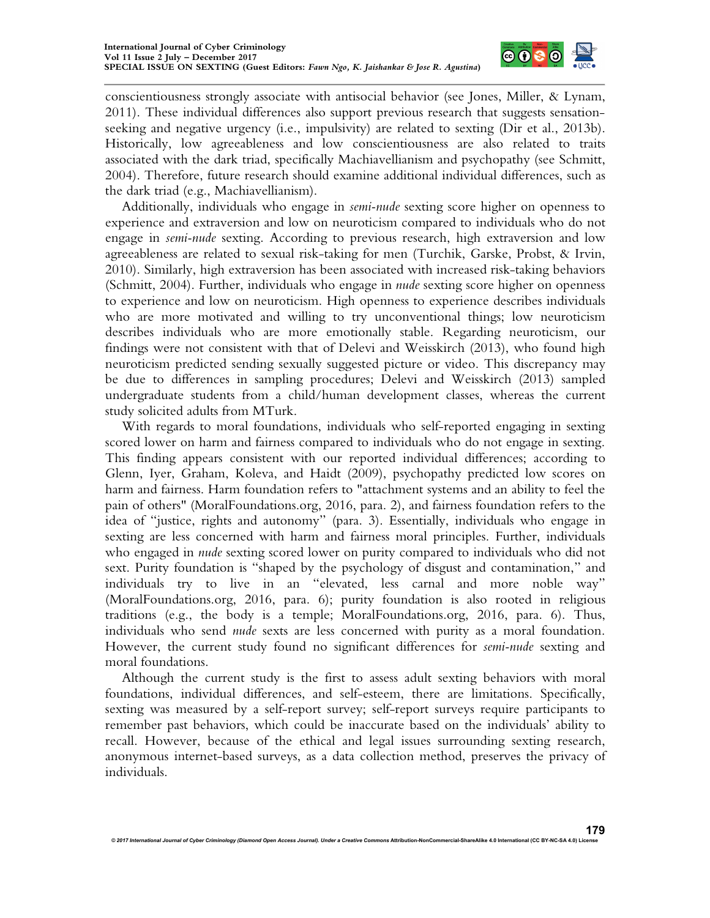conscientiousness strongly associate with antisocial behavior (see Jones, Miller, & Lynam, 2011). These individual differences also support previous research that suggests sensation-seeking and negative urgency (i.e., impulsivity) are related to sexting (Dir et al., 2013b). Historically, low agreeableness and low conscientiousness are also related to traits associated with the dark triad, specifically Machiavellianism and psychopathy (see Schmitt, 2004). Therefore, future research should examine additional individual differences, such as the dark triad (e.g., Machiavellianism).

Additionally, individuals who engage in *semi-nude* sexting score higher on openness to experience and extraversion and low on neuroticism compared to individuals who do not engage in *semi-nude* sexting. According to previous research, high extraversion and low agreeableness are related to sexual risk-taking for men (Turchik, Garske, Probst, & Irvin, 2010). Similarly, high extraversion has been associated with increased risk-taking behaviors (Schmitt, 2004). Further, individuals who engage in *nude* sexting score higher on openness to experience and low on neuroticism. High openness to experience describes individuals who are more motivated and willing to try unconventional things; low neuroticism describes individuals who are more emotionally stable. Regarding neuroticism, our findings were not consistent with that of Delevi and Weisskirch (2013), who found high neuroticism predicted sending sexually suggested picture or video. This discrepancy may be due to differences in sampling procedures; Delevi and Weisskirch (2013) sampled undergraduate students from a child/human development classes, whereas the current study solicited adults from MTurk.

With regards to moral foundations, individuals who self-reported engaging in sexting scored lower on harm and fairness compared to individuals who do not engage in sexting. This finding appears consistent with our reported individual differences; according to Glenn, Iyer, Graham, Koleva, and Haidt (2009), psychopathy predicted low scores on harm and fairness. Harm foundation refers to "attachment systems and an ability to feel the pain of others" (MoralFoundations.org, 2016, para. 2), and fairness foundation refers to the idea of "justice, rights and autonomy" (para. 3). Essentially, individuals who engage in sexting are less concerned with harm and fairness moral principles. Further, individuals who engaged in *nude* sexting scored lower on purity compared to individuals who did not sext. Purity foundation is "shaped by the psychology of disgust and contamination," and individuals try to live in an "elevated, less carnal and more noble way" (MoralFoundations.org, 2016, para. 6); purity foundation is also rooted in religious traditions (e.g., the body is a temple; MoralFoundations.org, 2016, para. 6). Thus, individuals who send *nude* sexts are less concerned with purity as a moral foundation. However, the current study found no significant differences for *semi-nude* sexting and moral foundations.

Although the current study is the first to assess adult sexting behaviors with moral foundations, individual differences, and self-esteem, there are limitations. Specifically, sexting was measured by a self-report survey; self-report surveys require participants to remember past behaviors, which could be inaccurate based on the individuals' ability to recall. However, because of the ethical and legal issues surrounding sexting research, anonymous internet-based surveys, as a data collection method, preserves the privacy of individuals.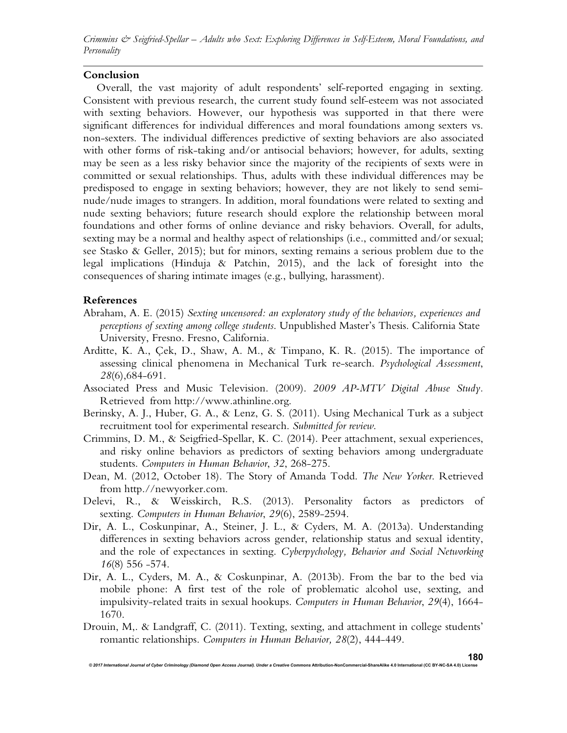## Conclusion

Overall, the vast majority of adult respondents' self-reported engaging in sexting. Consistent with previous research, the current study found self-esteem was not associated with sexting behaviors. However, our hypothesis was supported in that there were significant differences for individual differences and moral foundations among sexters vs. non-sexters. The individual differences predictive of sexting behaviors are also associated with other forms of risk-taking and/or antisocial behaviors; however, for adults, sexting may be seen as a less risky behavior since the majority of the recipients of sexts were in committed or sexual relationships. Thus, adults with these individual differences may be predisposed to engage in sexting behaviors; however, they are not likely to send semi-nude/nude images to strangers. In addition, moral foundations were related to sexting and nude sexting behaviors; future research should explore the relationship between moral foundations and other forms of online deviance and risky behaviors. Overall, for adults, sexting may be a normal and healthy aspect of relationships (i.e., committed and/or sexual; see Stasko & Geller, 2015); but for minors, sexting remains a serious problem due to the legal implications (Hinduja & Patchin, 2015), and the lack of foresight into the consequences of sharing intimate images (e.g., bullying, harassment).

## References

Abraham, A. E. (2015) *Sexting uncensored: an exploratory study of the behaviors, experiences and perceptions of sexting among college students*. Unpublished Master's Thesis. California State University, Fresno. Fresno, California.

Arditte, K. A., Çek, D., Shaw, A. M., & Timpano, K. R. (2015). The importance of assessing clinical phenomena in Mechanical Turk re-search. *Psychological Assessment*, *28*(6),684-691.

Associated Press and Music Television. (2009). *2009 AP-MTV Digital Abuse Study*. Retrieved from http://www.athinline.org.

Berinsky, A. J., Huber, G. A., & Lenz, G. S. (2011). Using Mechanical Turk as a subject recruitment tool for experimental research. *Submitted for review*.

Crimmins, D. M., & Seigfried-Spellar, K. C. (2014). Peer attachment, sexual experiences, and risky online behaviors as predictors of sexting behaviors among undergraduate students. *Computers in Human Behavior*, *32*, 268-275.

Dean, M. (2012, October 18). The Story of Amanda Todd. *The New Yorker*. Retrieved from http.//newyorker.com.

Delevi, R., & Weisskirch, R.S. (2013). Personality factors as predictors of sexting. *Computers in Human Behavior*, *29*(6), 2589-2594.

Dir, A. L., Coskunpinar, A., Steiner, J. L., & Cyders, M. A. (2013a). Understanding differences in sexting behaviors across gender, relationship status and sexual identity, and the role of expectances in sexting. *Cyberpsychology, Behavior and Social Networking* *16*(8) 556 -574.

Dir, A. L., Cyders, M. A., & Coskunpinar, A. (2013b). From the bar to the bed via mobile phone: A first test of the role of problematic alcohol use, sexting, and impulsivity-related traits in sexual hookups. *Computers in Human Behavior*, *29*(4), 1664-1670.

Drouin, M,. & Landgraff, C. (2011). Texting, sexting, and attachment in college students' romantic relationships. *Computers in Human Behavior, 28*(2), 444-449.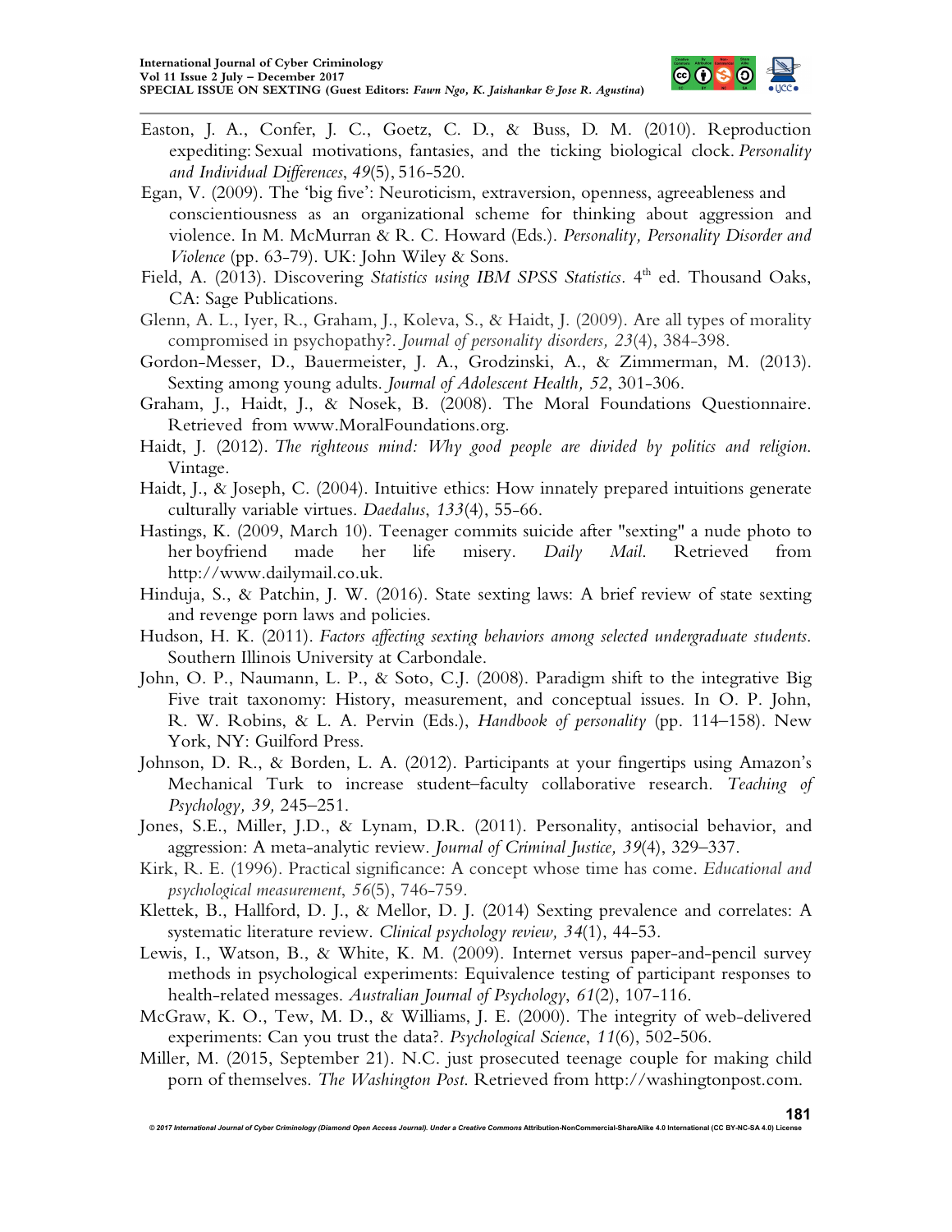Easton, J. A., Confer, J. C., Goetz, C. D., & Buss, D. M. (2010). Reproduction expediting: Sexual motivations, fantasies, and the ticking biological clock. *Personality and Individual Differences*, *49*(5), 516-520.

Egan, V. (2009). The 'big five': Neuroticism, extraversion, openness, agreeableness and conscientiousness as an organizational scheme for thinking about aggression and violence. In M. McMurran & R. C. Howard (Eds.). *Personality, Personality Disorder and Violence* (pp. 63-79). UK: John Wiley & Sons.

Field, A. (2013). Discovering *Statistics using IBM SPSS Statistics*. 4th ed. Thousand Oaks, CA: Sage Publications.

Glenn, A. L., Iyer, R., Graham, J., Koleva, S., & Haidt, J. (2009). Are all types of morality compromised in psychopathy?. *Journal of personality disorders, 23*(4), 384-398.

Gordon-Messer, D., Bauermeister, J. A., Grodzinski, A., & Zimmerman, M. (2013). Sexting among young adults. *Journal of Adolescent Health, 52*, 301-306.

Graham, J., Haidt, J., & Nosek, B. (2008). The Moral Foundations Questionnaire. Retrieved from www.MoralFoundations.org.

Haidt, J. (2012). *The righteous mind: Why good people are divided by politics and religion*. Vintage.

Haidt, J., & Joseph, C. (2004). Intuitive ethics: How innately prepared intuitions generate culturally variable virtues. *Daedalus*, *133*(4), 55-66.

Hastings, K. (2009, March 10). Teenager commits suicide after "sexting" a nude photo to her boyfriend made her life misery. *Daily Mail*. Retrieved from http://www.dailymail.co.uk.

Hinduja, S., & Patchin, J. W. (2016). State sexting laws: A brief review of state sexting and revenge porn laws and policies.

Hudson, H. K. (2011). *Factors affecting sexting behaviors among selected undergraduate students*. Southern Illinois University at Carbondale.

John, O. P., Naumann, L. P., & Soto, C.J. (2008). Paradigm shift to the integrative Big Five trait taxonomy: History, measurement, and conceptual issues. In O. P. John, R. W. Robins, & L. A. Pervin (Eds.), *Handbook of personality* (pp. 114–158). New York, NY: Guilford Press.

Johnson, D. R., & Borden, L. A. (2012). Participants at your fingertips using Amazon's Mechanical Turk to increase student–faculty collaborative research. *Teaching of Psychology, 39,* 245–251.

Jones, S.E., Miller, J.D., & Lynam, D.R. (2011). Personality, antisocial behavior, and aggression: A meta-analytic review. *Journal of Criminal Justice, 39*(4), 329–337.

Kirk, R. E. (1996). Practical significance: A concept whose time has come. *Educational and psychological measurement*, *56*(5), 746-759.

Klettek, B., Hallford, D. J., & Mellor, D. J. (2014) Sexting prevalence and correlates: A systematic literature review. *Clinical psychology review, 34*(1), 44-53.

Lewis, I., Watson, B., & White, K. M. (2009). Internet versus paper-and-pencil survey methods in psychological experiments: Equivalence testing of participant responses to health-related messages. *Australian Journal of Psychology*, *61*(2), 107-116.

McGraw, K. O., Tew, M. D., & Williams, J. E. (2000). The integrity of web-delivered experiments: Can you trust the data?. *Psychological Science*, *11*(6), 502-506.

Miller, M. (2015, September 21). N.C. just prosecuted teenage couple for making child porn of themselves. *The Washington Post*. Retrieved from http://washingtonpost.com.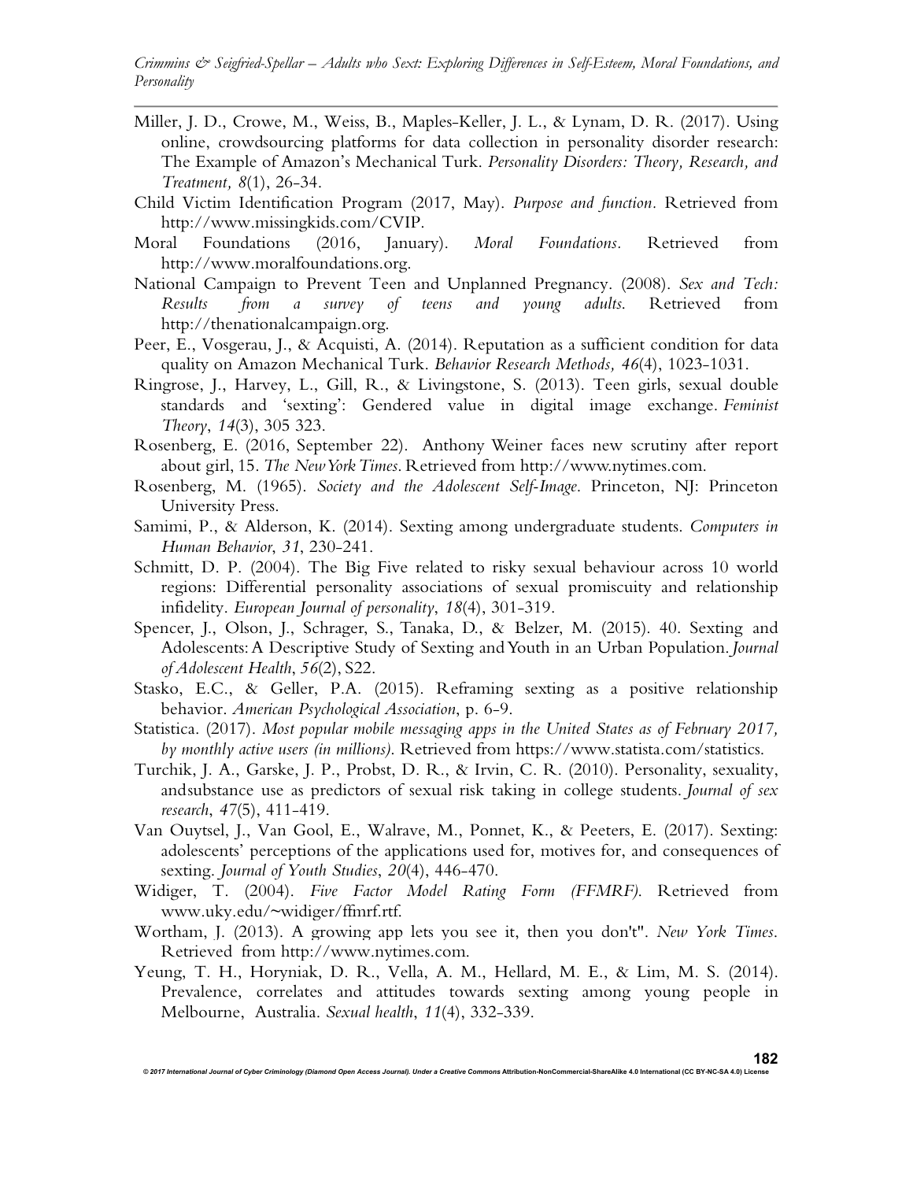Miller, J. D., Crowe, M., Weiss, B., Maples-Keller, J. L., & Lynam, D. R. (2017). Using online, crowdsourcing platforms for data collection in personality disorder research: The Example of Amazon's Mechanical Turk. *Personality Disorders: Theory, Research, and Treatment, 8*(1), 26-34.

Child Victim Identification Program (2017, May). *Purpose and function*. Retrieved from http://www.missingkids.com/CVIP.

Moral Foundations (2016, January). *Moral Foundations*. Retrieved from http://www.moralfoundations.org.

National Campaign to Prevent Teen and Unplanned Pregnancy. (2008). *Sex and Tech: Results from a survey of teens and young adults*. Retrieved from http://thenationalcampaign.org.

Peer, E., Vosgerau, J., & Acquisti, A. (2014). Reputation as a sufficient condition for data quality on Amazon Mechanical Turk. *Behavior Research Methods, 46*(4), 1023-1031.

Ringrose, J., Harvey, L., Gill, R., & Livingstone, S. (2013). Teen girls, sexual double standards and 'sexting': Gendered value in digital image exchange. *Feminist Theory*, *14*(3), 305 323.

Rosenberg, E. (2016, September 22). Anthony Weiner faces new scrutiny after report about girl, 15. *The New York Times*. Retrieved from http://www.nytimes.com.

Rosenberg, M. (1965). *Society and the Adolescent Self-Image*. Princeton, NJ: Princeton University Press.

Samimi, P., & Alderson, K. (2014). Sexting among undergraduate students. *Computers in Human Behavior*, *31*, 230-241.

Schmitt, D. P. (2004). The Big Five related to risky sexual behaviour across 10 world regions: Differential personality associations of sexual promiscuity and relationship infidelity. *European Journal of personality*, *18*(4), 301-319.

Spencer, J., Olson, J., Schrager, S., Tanaka, D., & Belzer, M. (2015). 40. Sexting and Adolescents: A Descriptive Study of Sexting and Youth in an Urban Population. *Journal of Adolescent Health*, *56*(2), S22.

Stasko, E.C., & Geller, P.A. (2015). Reframing sexting as a positive relationship behavior. *American Psychological Association*, p. 6-9.

Statistica. (2017). *Most popular mobile messaging apps in the United States as of February 2017, by monthly active users (in millions)*. Retrieved from https://www.statista.com/statistics.

Turchik, J. A., Garske, J. P., Probst, D. R., & Irvin, C. R. (2010). Personality, sexuality, andsubstance use as predictors of sexual risk taking in college students. *Journal of sex research*, *47*(5), 411-419.

Van Ouytsel, J., Van Gool, E., Walrave, M., Ponnet, K., & Peeters, E. (2017). Sexting: adolescents' perceptions of the applications used for, motives for, and consequences of sexting. *Journal of Youth Studies*, *20*(4), 446-470.

Widiger, T. (2004). *Five Factor Model Rating Form (FFMRF)*. Retrieved from www.uky.edu/~widiger/ffmrf.rtf.

Wortham, J. (2013). A growing app lets you see it, then you don't". *New York Times*. Retrieved from http://www.nytimes.com.

Yeung, T. H., Horyniak, D. R., Vella, A. M., Hellard, M. E., & Lim, M. S. (2014). Prevalence, correlates and attitudes towards sexting among young people in Melbourne, Australia. *Sexual health*, *11*(4), 332-339.